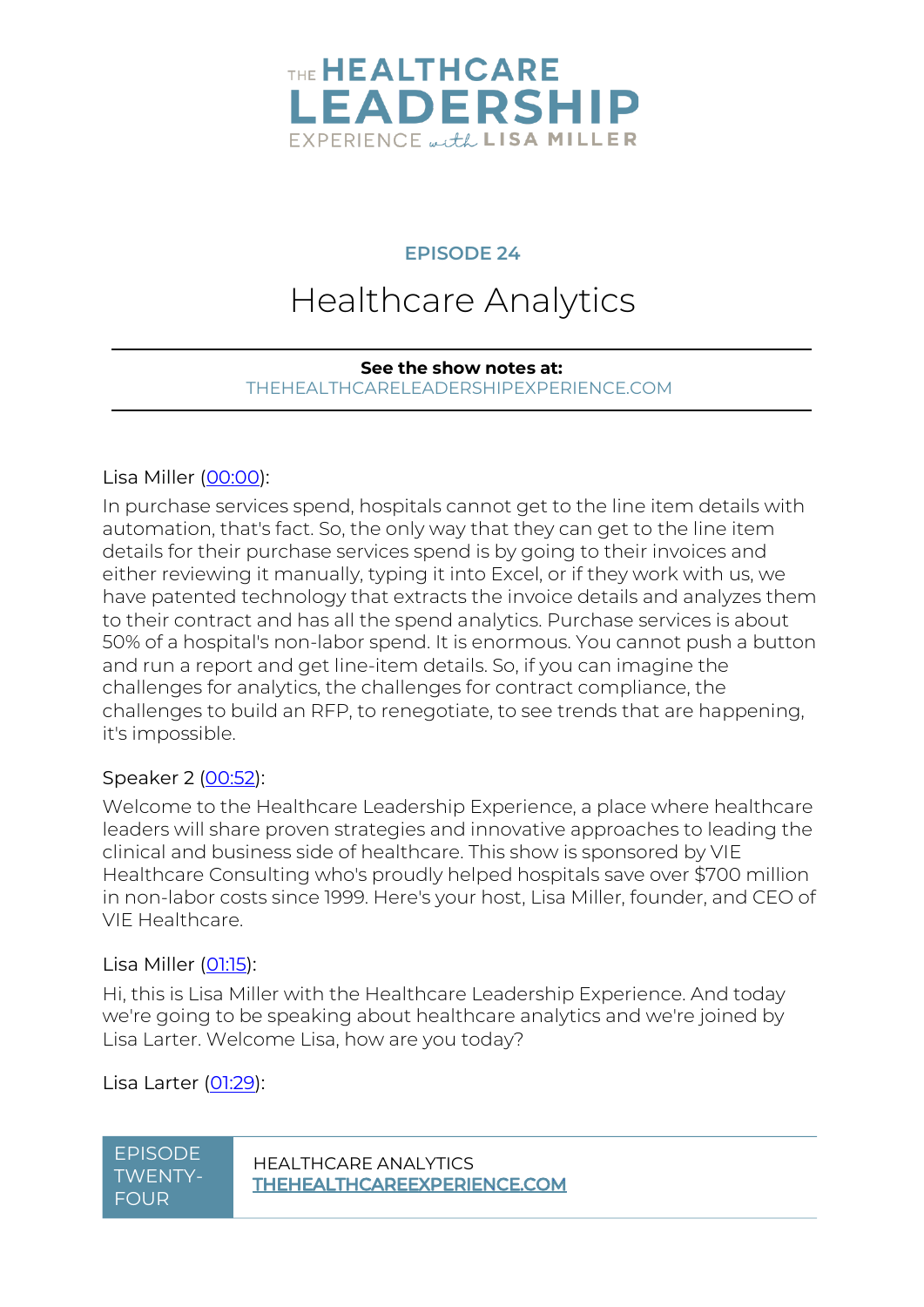# THE HEALTHCARE LEADERSHIP EXPERIENCE with LISA MILLER

## EPISODE 24

# Healthcare Analytics

**See the show notes at:**
THEHEALTHCARELEADERSHIPEXPERIENCE.COM

Lisa Miller (00:00):

In purchase services spend, hospitals cannot get to the line item details with automation, that's fact. So, the only way that they can get to the line item details for their purchase services spend is by going to their invoices and either reviewing it manually, typing it into Excel, or if they work with us, we have patented technology that extracts the invoice details and analyzes them to their contract and has all the spend analytics. Purchase services is about 50% of a hospital's non-labor spend. It is enormous. You cannot push a button and run a report and get line-item details. So, if you can imagine the challenges for analytics, the challenges for contract compliance, the challenges to build an RFP, to renegotiate, to see trends that are happening, it's impossible.

Speaker 2 (00:52):

Welcome to the Healthcare Leadership Experience, a place where healthcare leaders will share proven strategies and innovative approaches to leading the clinical and business side of healthcare. This show is sponsored by VIE Healthcare Consulting who's proudly helped hospitals save over $700 million in non-labor costs since 1999. Here's your host, Lisa Miller, founder, and CEO of VIE Healthcare.

Lisa Miller (01:15):

Hi, this is Lisa Miller with the Healthcare Leadership Experience. And today we're going to be speaking about healthcare analytics and we're joined by Lisa Larter. Welcome Lisa, how are you today?

Lisa Larter (01:29):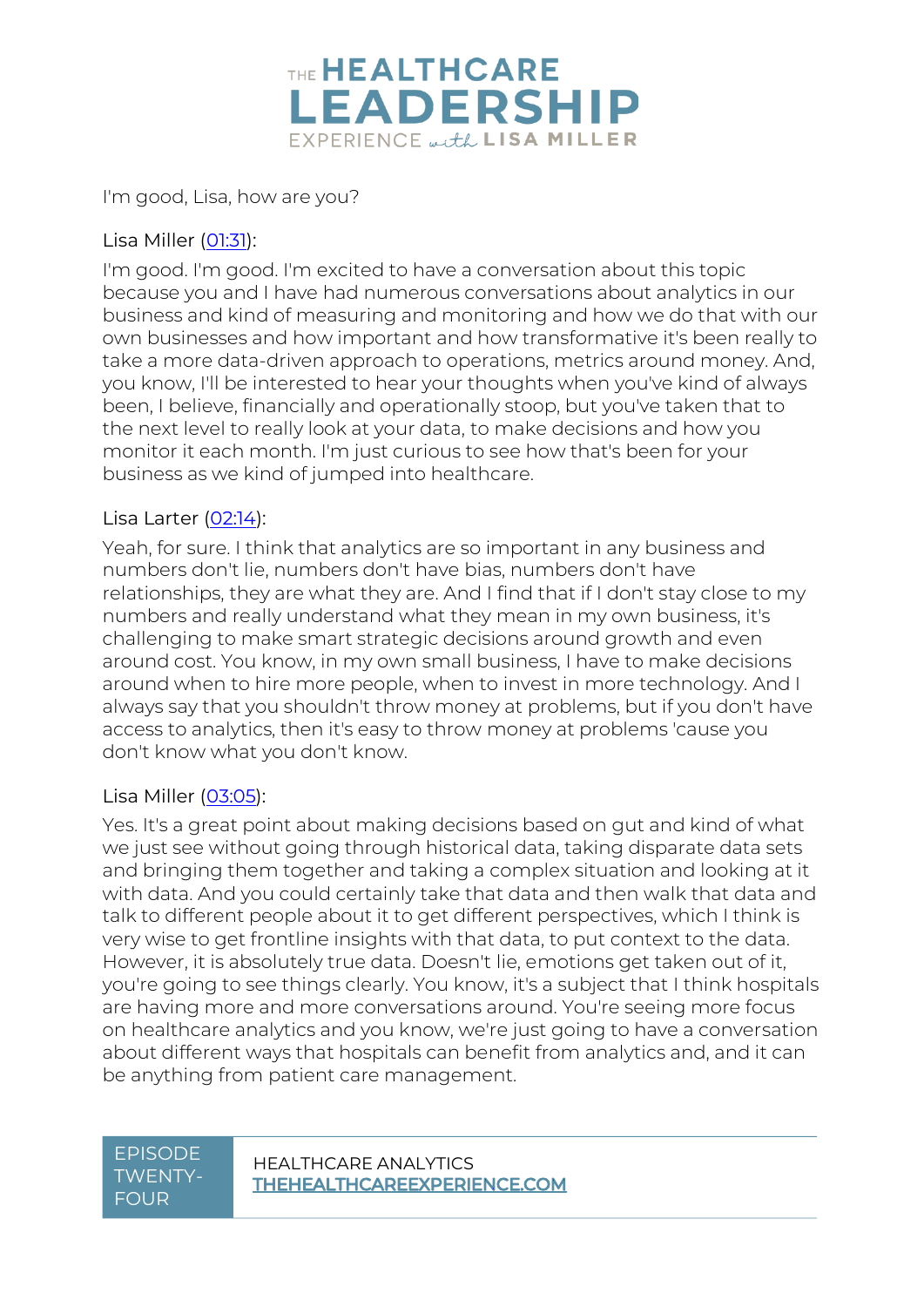I'm good, Lisa, how are you?

Lisa Miller (01:31):

I'm good. I'm good. I'm excited to have a conversation about this topic because you and I have had numerous conversations about analytics in our business and kind of measuring and monitoring and how we do that with our own businesses and how important and how transformative it's been really to take a more data-driven approach to operations, metrics around money. And, you know, I'll be interested to hear your thoughts when you've kind of always been, I believe, financially and operationally stoop, but you've taken that to the next level to really look at your data, to make decisions and how you monitor it each month. I'm just curious to see how that's been for your business as we kind of jumped into healthcare.

Lisa Larter (02:14):

Yeah, for sure. I think that analytics are so important in any business and numbers don't lie, numbers don't have bias, numbers don't have relationships, they are what they are. And I find that if I don't stay close to my numbers and really understand what they mean in my own business, it's challenging to make smart strategic decisions around growth and even around cost. You know, in my own small business, I have to make decisions around when to hire more people, when to invest in more technology. And I always say that you shouldn't throw money at problems, but if you don't have access to analytics, then it's easy to throw money at problems 'cause you don't know what you don't know.

Lisa Miller (03:05):

Yes. It's a great point about making decisions based on gut and kind of what we just see without going through historical data, taking disparate data sets and bringing them together and taking a complex situation and looking at it with data. And you could certainly take that data and then walk that data and talk to different people about it to get different perspectives, which I think is very wise to get frontline insights with that data, to put context to the data. However, it is absolutely true data. Doesn't lie, emotions get taken out of it, you're going to see things clearly. You know, it's a subject that I think hospitals are having more and more conversations around. You're seeing more focus on healthcare analytics and you know, we're just going to have a conversation about different ways that hospitals can benefit from analytics and, and it can be anything from patient care management.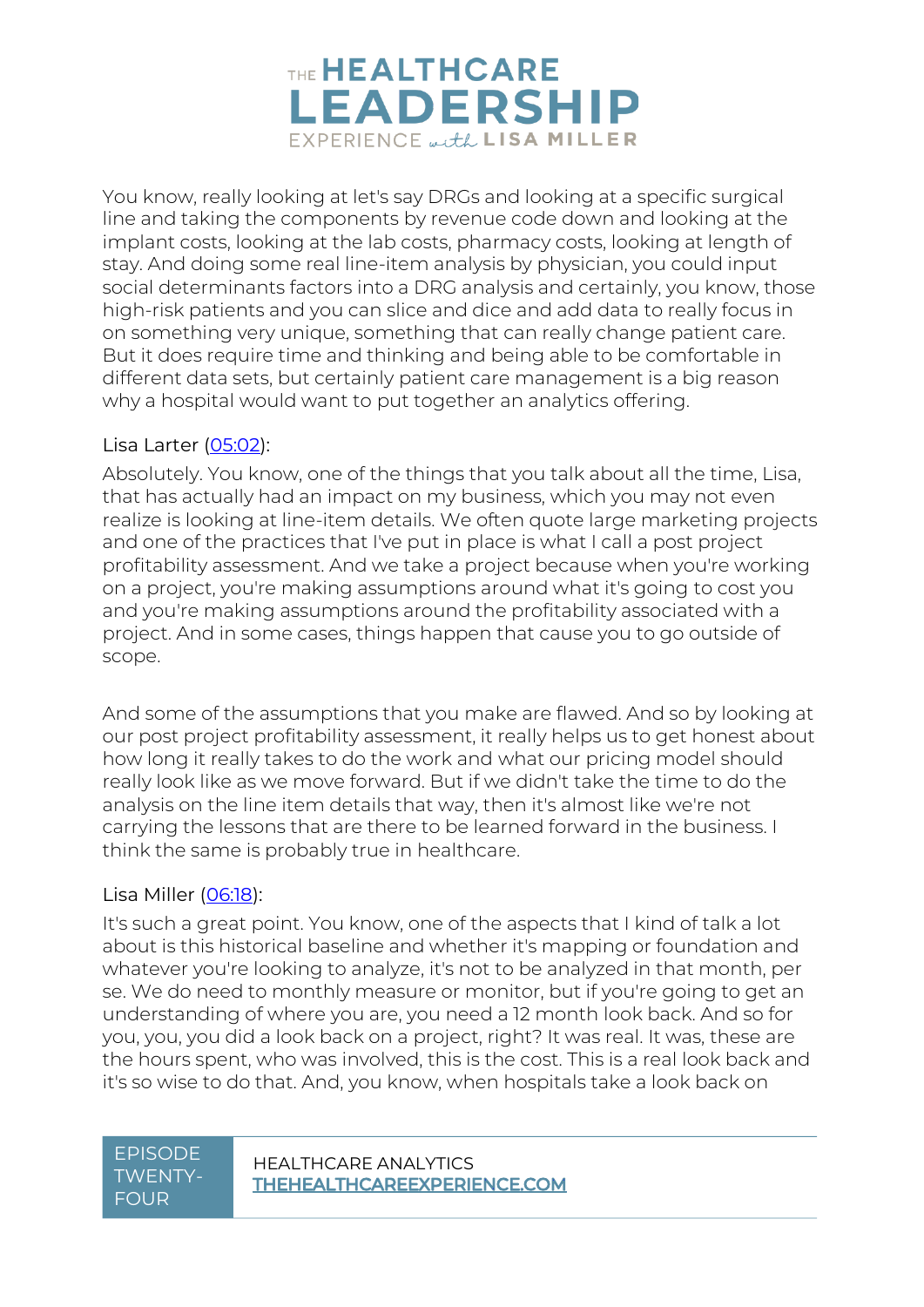You know, really looking at let's say DRGs and looking at a specific surgical line and taking the components by revenue code down and looking at the implant costs, looking at the lab costs, pharmacy costs, looking at length of stay. And doing some real line-item analysis by physician, you could input social determinants factors into a DRG analysis and certainly, you know, those high-risk patients and you can slice and dice and add data to really focus in on something very unique, something that can really change patient care. But it does require time and thinking and being able to be comfortable in different data sets, but certainly patient care management is a big reason why a hospital would want to put together an analytics offering.

Lisa Larter ([05:02](#)):

Absolutely. You know, one of the things that you talk about all the time, Lisa, that has actually had an impact on my business, which you may not even realize is looking at line-item details. We often quote large marketing projects and one of the practices that I've put in place is what I call a post project profitability assessment. And we take a project because when you're working on a project, you're making assumptions around what it's going to cost you and you're making assumptions around the profitability associated with a project. And in some cases, things happen that cause you to go outside of scope.

And some of the assumptions that you make are flawed. And so by looking at our post project profitability assessment, it really helps us to get honest about how long it really takes to do the work and what our pricing model should really look like as we move forward. But if we didn't take the time to do the analysis on the line item details that way, then it's almost like we're not carrying the lessons that are there to be learned forward in the business. I think the same is probably true in healthcare.

Lisa Miller ([06:18](#)):

It's such a great point. You know, one of the aspects that I kind of talk a lot about is this historical baseline and whether it's mapping or foundation and whatever you're looking to analyze, it's not to be analyzed in that month, per se. We do need to monthly measure or monitor, but if you're going to get an understanding of where you are, you need a 12 month look back. And so for you, you, you did a look back on a project, right? It was real. It was, these are the hours spent, who was involved, this is the cost. This is a real look back and it's so wise to do that. And, you know, when hospitals take a look back on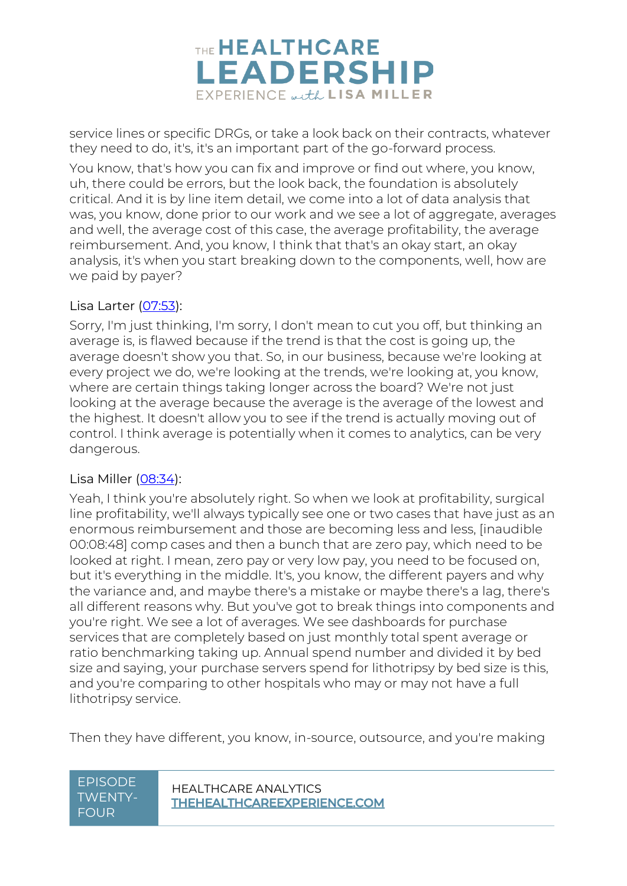service lines or specific DRGs, or take a look back on their contracts, whatever they need to do, it's, it's an important part of the go-forward process.

You know, that's how you can fix and improve or find out where, you know, uh, there could be errors, but the look back, the foundation is absolutely critical. And it is by line item detail, we come into a lot of data analysis that was, you know, done prior to our work and we see a lot of aggregate, averages and well, the average cost of this case, the average profitability, the average reimbursement. And, you know, I think that that's an okay start, an okay analysis, it's when you start breaking down to the components, well, how are we paid by payer?

Lisa Larter ([07:53](#)):

Sorry, I'm just thinking, I'm sorry, I don't mean to cut you off, but thinking an average is, is flawed because if the trend is that the cost is going up, the average doesn't show you that. So, in our business, because we're looking at every project we do, we're looking at the trends, we're looking at, you know, where are certain things taking longer across the board? We're not just looking at the average because the average is the average of the lowest and the highest. It doesn't allow you to see if the trend is actually moving out of control. I think average is potentially when it comes to analytics, can be very dangerous.

Lisa Miller ([08:34](#)):

Yeah, I think you're absolutely right. So when we look at profitability, surgical line profitability, we'll always typically see one or two cases that have just as an enormous reimbursement and those are becoming less and less, [inaudible 00:08:48] comp cases and then a bunch that are zero pay, which need to be looked at right. I mean, zero pay or very low pay, you need to be focused on, but it's everything in the middle. It's, you know, the different payers and why the variance and, and maybe there's a mistake or maybe there's a lag, there's all different reasons why. But you've got to break things into components and you're right. We see a lot of averages. We see dashboards for purchase services that are completely based on just monthly total spent average or ratio benchmarking taking up. Annual spend number and divided it by bed size and saying, your purchase servers spend for lithotripsy by bed size is this, and you're comparing to other hospitals who may or may not have a full lithotripsy service.

Then they have different, you know, in-source, outsource, and you're making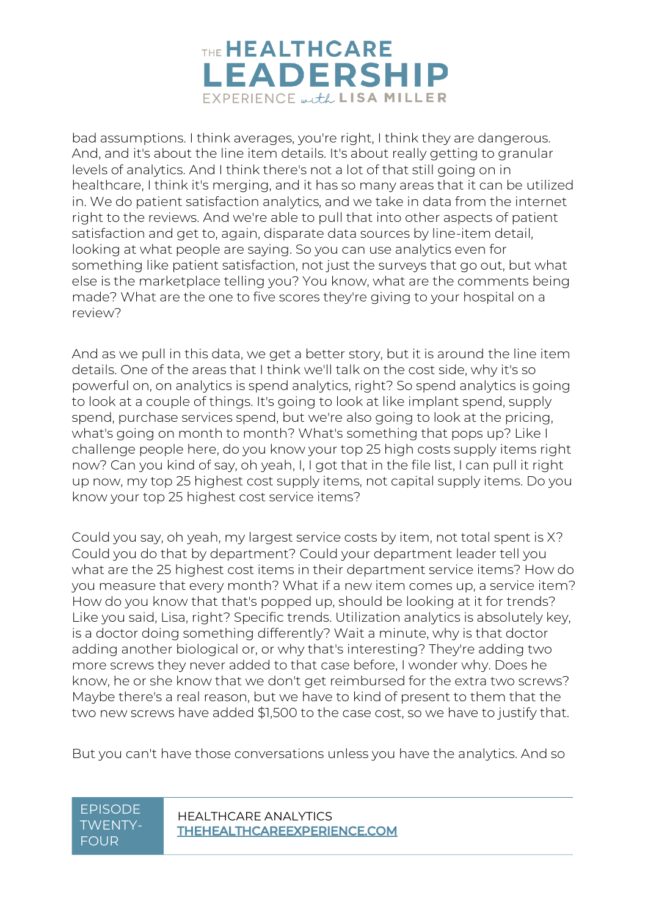bad assumptions. I think averages, you're right, I think they are dangerous. And, and it's about the line item details. It's about really getting to granular levels of analytics. And I think there's not a lot of that still going on in healthcare, I think it's merging, and it has so many areas that it can be utilized in. We do patient satisfaction analytics, and we take in data from the internet right to the reviews. And we're able to pull that into other aspects of patient satisfaction and get to, again, disparate data sources by line-item detail, looking at what people are saying. So you can use analytics even for something like patient satisfaction, not just the surveys that go out, but what else is the marketplace telling you? You know, what are the comments being made? What are the one to five scores they're giving to your hospital on a review?

And as we pull in this data, we get a better story, but it is around the line item details. One of the areas that I think we'll talk on the cost side, why it's so powerful on, on analytics is spend analytics, right? So spend analytics is going to look at a couple of things. It's going to look at like implant spend, supply spend, purchase services spend, but we're also going to look at the pricing, what's going on month to month? What's something that pops up? Like I challenge people here, do you know your top 25 high costs supply items right now? Can you kind of say, oh yeah, I, I got that in the file list, I can pull it right up now, my top 25 highest cost supply items, not capital supply items. Do you know your top 25 highest cost service items?

Could you say, oh yeah, my largest service costs by item, not total spent is X? Could you do that by department? Could your department leader tell you what are the 25 highest cost items in their department service items? How do you measure that every month? What if a new item comes up, a service item? How do you know that that's popped up, should be looking at it for trends? Like you said, Lisa, right? Specific trends. Utilization analytics is absolutely key, is a doctor doing something differently? Wait a minute, why is that doctor adding another biological or, or why that's interesting? They're adding two more screws they never added to that case before, I wonder why. Does he know, he or she know that we don't get reimbursed for the extra two screws? Maybe there's a real reason, but we have to kind of present to them that the two new screws have added $1,500 to the case cost, so we have to justify that.

But you can't have those conversations unless you have the analytics. And so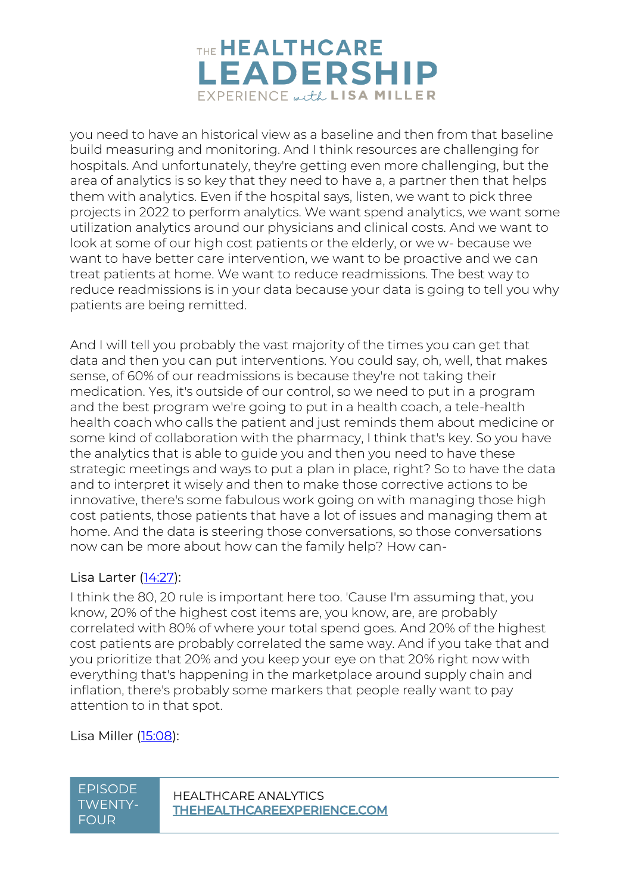you need to have an historical view as a baseline and then from that baseline build measuring and monitoring. And I think resources are challenging for hospitals. And unfortunately, they're getting even more challenging, but the area of analytics is so key that they need to have a, a partner then that helps them with analytics. Even if the hospital says, listen, we want to pick three projects in 2022 to perform analytics. We want spend analytics, we want some utilization analytics around our physicians and clinical costs. And we want to look at some of our high cost patients or the elderly, or we w- because we want to have better care intervention, we want to be proactive and we can treat patients at home. We want to reduce readmissions. The best way to reduce readmissions is in your data because your data is going to tell you why patients are being remitted.

And I will tell you probably the vast majority of the times you can get that data and then you can put interventions. You could say, oh, well, that makes sense, of 60% of our readmissions is because they're not taking their medication. Yes, it's outside of our control, so we need to put in a program and the best program we're going to put in a health coach, a tele-health health coach who calls the patient and just reminds them about medicine or some kind of collaboration with the pharmacy, I think that's key. So you have the analytics that is able to guide you and then you need to have these strategic meetings and ways to put a plan in place, right? So to have the data and to interpret it wisely and then to make those corrective actions to be innovative, there's some fabulous work going on with managing those high cost patients, those patients that have a lot of issues and managing them at home. And the data is steering those conversations, so those conversations now can be more about how can the family help? How can-

Lisa Larter ([14:27](#)):

I think the 80, 20 rule is important here too. 'Cause I'm assuming that, you know, 20% of the highest cost items are, you know, are, are probably correlated with 80% of where your total spend goes. And 20% of the highest cost patients are probably correlated the same way. And if you take that and you prioritize that 20% and you keep your eye on that 20% right now with everything that's happening in the marketplace around supply chain and inflation, there's probably some markers that people really want to pay attention to in that spot.

Lisa Miller ([15:08](#)):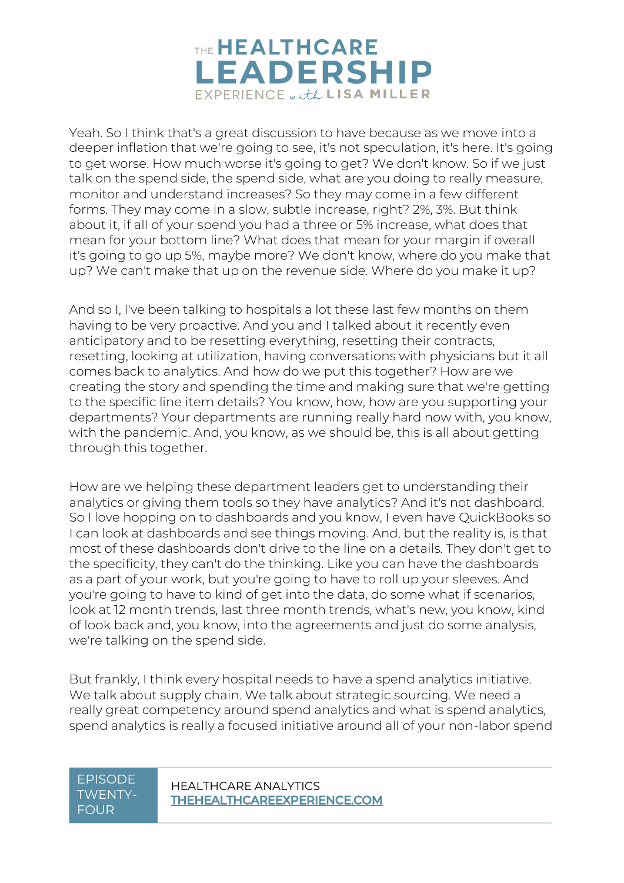Yeah. So I think that's a great discussion to have because as we move into a deeper inflation that we're going to see, it's not speculation, it's here. It's going to get worse. How much worse it's going to get? We don't know. So if we just talk on the spend side, the spend side, what are you doing to really measure, monitor and understand increases? So they may come in a few different forms. They may come in a slow, subtle increase, right? 2%, 3%. But think about it, if all of your spend you had a three or 5% increase, what does that mean for your bottom line? What does that mean for your margin if overall it's going to go up 5%, maybe more? We don't know, where do you make that up? We can't make that up on the revenue side. Where do you make it up?

And so I, I've been talking to hospitals a lot these last few months on them having to be very proactive. And you and I talked about it recently even anticipatory and to be resetting everything, resetting their contracts, resetting, looking at utilization, having conversations with physicians but it all comes back to analytics. And how do we put this together? How are we creating the story and spending the time and making sure that we're getting to the specific line item details? You know, how, how are you supporting your departments? Your departments are running really hard now with, you know, with the pandemic. And, you know, as we should be, this is all about getting through this together.

How are we helping these department leaders get to understanding their analytics or giving them tools so they have analytics? And it's not dashboard. So I love hopping on to dashboards and you know, I even have QuickBooks so I can look at dashboards and see things moving. And, but the reality is, is that most of these dashboards don't drive to the line on a details. They don't get to the specificity, they can't do the thinking. Like you can have the dashboards as a part of your work, but you're going to have to roll up your sleeves. And you're going to have to kind of get into the data, do some what if scenarios, look at 12 month trends, last three month trends, what's new, you know, kind of look back and, you know, into the agreements and just do some analysis, we're talking on the spend side.

But frankly, I think every hospital needs to have a spend analytics initiative. We talk about supply chain. We talk about strategic sourcing. We need a really great competency around spend analytics and what is spend analytics, spend analytics is really a focused initiative around all of your non-labor spend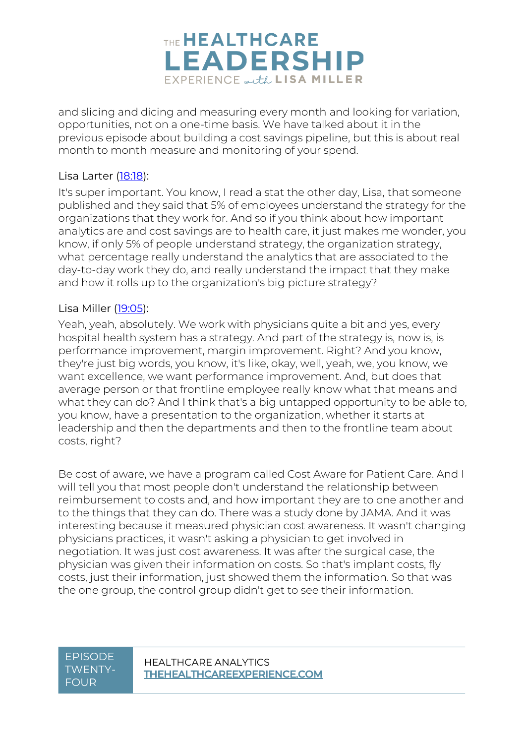and slicing and dicing and measuring every month and looking for variation, opportunities, not on a one-time basis. We have talked about it in the previous episode about building a cost savings pipeline, but this is about real month to month measure and monitoring of your spend.

Lisa Larter ([18:18](#)):

It's super important. You know, I read a stat the other day, Lisa, that someone published and they said that 5% of employees understand the strategy for the organizations that they work for. And so if you think about how important analytics are and cost savings are to health care, it just makes me wonder, you know, if only 5% of people understand strategy, the organization strategy, what percentage really understand the analytics that are associated to the day-to-day work they do, and really understand the impact that they make and how it rolls up to the organization's big picture strategy?

Lisa Miller ([19:05](#)):

Yeah, yeah, absolutely. We work with physicians quite a bit and yes, every hospital health system has a strategy. And part of the strategy is, now is, is performance improvement, margin improvement. Right? And you know, they're just big words, you know, it's like, okay, well, yeah, we, you know, we want excellence, we want performance improvement. And, but does that average person or that frontline employee really know what that means and what they can do? And I think that's a big untapped opportunity to be able to, you know, have a presentation to the organization, whether it starts at leadership and then the departments and then to the frontline team about costs, right?

Be cost of aware, we have a program called Cost Aware for Patient Care. And I will tell you that most people don't understand the relationship between reimbursement to costs and, and how important they are to one another and to the things that they can do. There was a study done by JAMA. And it was interesting because it measured physician cost awareness. It wasn't changing physicians practices, it wasn't asking a physician to get involved in negotiation. It was just cost awareness. It was after the surgical case, the physician was given their information on costs. So that's implant costs, fly costs, just their information, just showed them the information. So that was the one group, the control group didn't get to see their information.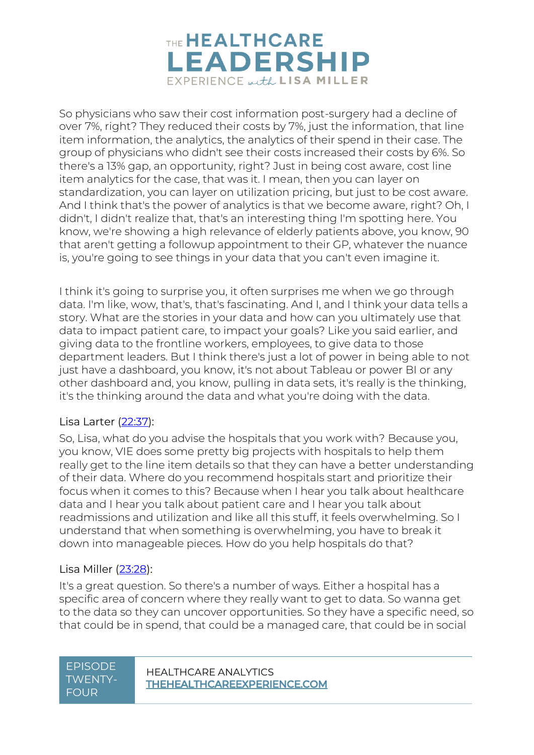So physicians who saw their cost information post-surgery had a decline of over 7%, right? They reduced their costs by 7%, just the information, that line item information, the analytics, the analytics of their spend in their case. The group of physicians who didn't see their costs increased their costs by 6%. So there's a 13% gap, an opportunity, right? Just in being cost aware, cost line item analytics for the case, that was it. I mean, then you can layer on standardization, you can layer on utilization pricing, but just to be cost aware. And I think that's the power of analytics is that we become aware, right? Oh, I didn't, I didn't realize that, that's an interesting thing I'm spotting here. You know, we're showing a high relevance of elderly patients above, you know, 90 that aren't getting a followup appointment to their GP, whatever the nuance is, you're going to see things in your data that you can't even imagine it.

I think it's going to surprise you, it often surprises me when we go through data. I'm like, wow, that's, that's fascinating. And I, and I think your data tells a story. What are the stories in your data and how can you ultimately use that data to impact patient care, to impact your goals? Like you said earlier, and giving data to the frontline workers, employees, to give data to those department leaders. But I think there's just a lot of power in being able to not just have a dashboard, you know, it's not about Tableau or power BI or any other dashboard and, you know, pulling in data sets, it's really is the thinking, it's the thinking around the data and what you're doing with the data.

Lisa Larter ([22:37](22:37)):

So, Lisa, what do you advise the hospitals that you work with? Because you, you know, VIE does some pretty big projects with hospitals to help them really get to the line item details so that they can have a better understanding of their data. Where do you recommend hospitals start and prioritize their focus when it comes to this? Because when I hear you talk about healthcare data and I hear you talk about patient care and I hear you talk about readmissions and utilization and like all this stuff, it feels overwhelming. So I understand that when something is overwhelming, you have to break it down into manageable pieces. How do you help hospitals do that?

Lisa Miller ([23:28](23:28)):

It's a great question. So there's a number of ways. Either a hospital has a specific area of concern where they really want to get to data. So wanna get to the data so they can uncover opportunities. So they have a specific need, so that could be in spend, that could be a managed care, that could be in social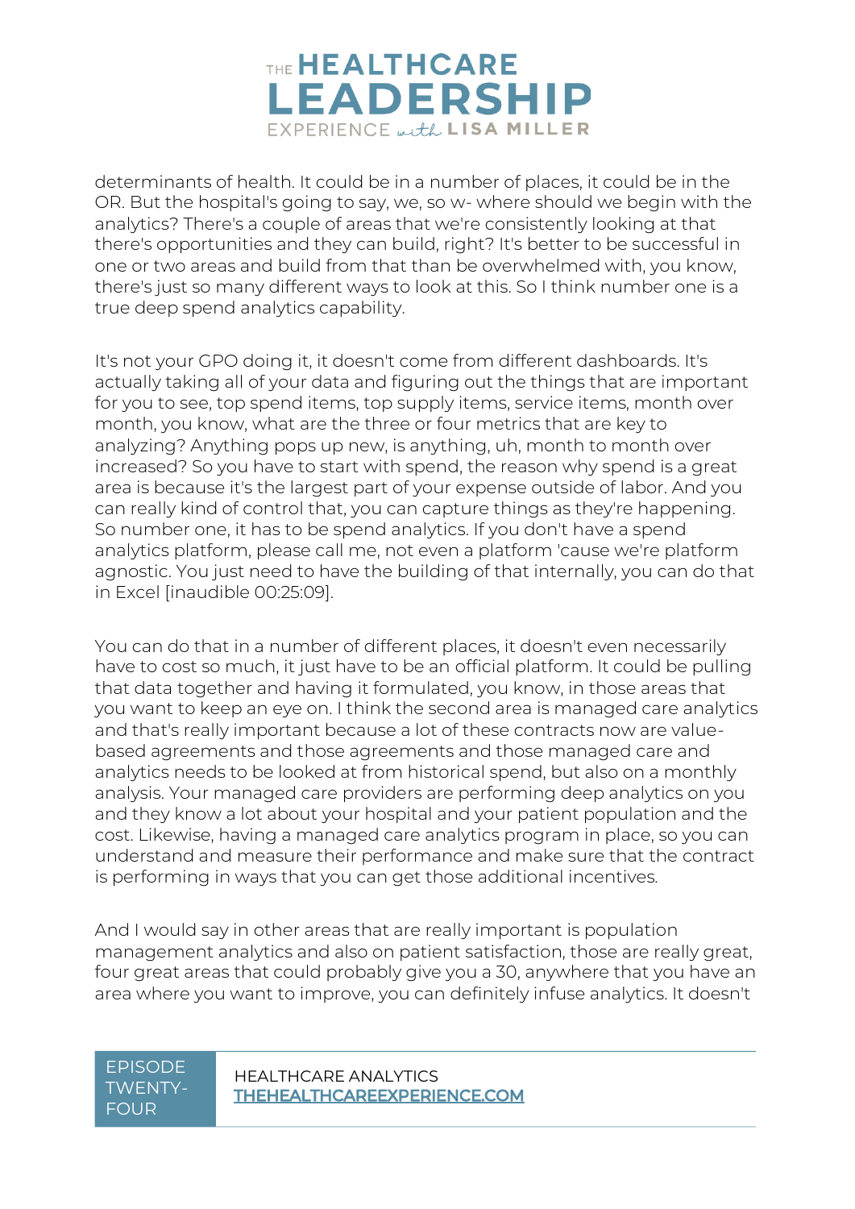determinants of health. It could be in a number of places, it could be in the OR. But the hospital's going to say, we, so w- where should we begin with the analytics? There's a couple of areas that we're consistently looking at that there's opportunities and they can build, right? It's better to be successful in one or two areas and build from that than be overwhelmed with, you know, there's just so many different ways to look at this. So I think number one is a true deep spend analytics capability.

It's not your GPO doing it, it doesn't come from different dashboards. It's actually taking all of your data and figuring out the things that are important for you to see, top spend items, top supply items, service items, month over month, you know, what are the three or four metrics that are key to analyzing? Anything pops up new, is anything, uh, month to month over increased? So you have to start with spend, the reason why spend is a great area is because it's the largest part of your expense outside of labor. And you can really kind of control that, you can capture things as they're happening. So number one, it has to be spend analytics. If you don't have a spend analytics platform, please call me, not even a platform 'cause we're platform agnostic. You just need to have the building of that internally, you can do that in Excel [inaudible 00:25:09].

You can do that in a number of different places, it doesn't even necessarily have to cost so much, it just have to be an official platform. It could be pulling that data together and having it formulated, you know, in those areas that you want to keep an eye on. I think the second area is managed care analytics and that's really important because a lot of these contracts now are value-based agreements and those agreements and those managed care and analytics needs to be looked at from historical spend, but also on a monthly analysis. Your managed care providers are performing deep analytics on you and they know a lot about your hospital and your patient population and the cost. Likewise, having a managed care analytics program in place, so you can understand and measure their performance and make sure that the contract is performing in ways that you can get those additional incentives.

And I would say in other areas that are really important is population management analytics and also on patient satisfaction, those are really great, four great areas that could probably give you a 30, anywhere that you have an area where you want to improve, you can definitely infuse analytics. It doesn't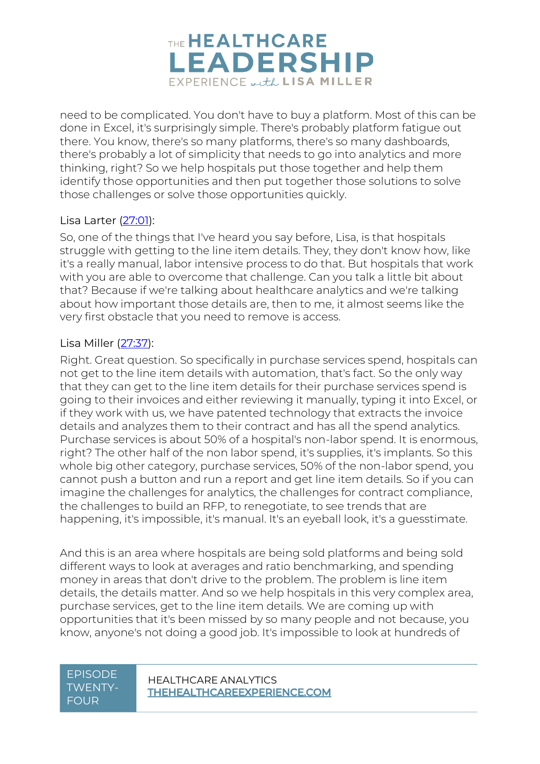need to be complicated. You don't have to buy a platform. Most of this can be done in Excel, it's surprisingly simple. There's probably platform fatigue out there. You know, there's so many platforms, there's so many dashboards, there's probably a lot of simplicity that needs to go into analytics and more thinking, right? So we help hospitals put those together and help them identify those opportunities and then put together those solutions to solve those challenges or solve those opportunities quickly.

Lisa Larter ([27:01](#)):

So, one of the things that I've heard you say before, Lisa, is that hospitals struggle with getting to the line item details. They, they don't know how, like it's a really manual, labor intensive process to do that. But hospitals that work with you are able to overcome that challenge. Can you talk a little bit about that? Because if we're talking about healthcare analytics and we're talking about how important those details are, then to me, it almost seems like the very first obstacle that you need to remove is access.

Lisa Miller ([27:37](#)):

Right. Great question. So specifically in purchase services spend, hospitals can not get to the line item details with automation, that's fact. So the only way that they can get to the line item details for their purchase services spend is going to their invoices and either reviewing it manually, typing it into Excel, or if they work with us, we have patented technology that extracts the invoice details and analyzes them to their contract and has all the spend analytics. Purchase services is about 50% of a hospital's non-labor spend. It is enormous, right? The other half of the non labor spend, it's supplies, it's implants. So this whole big other category, purchase services, 50% of the non-labor spend, you cannot push a button and run a report and get line item details. So if you can imagine the challenges for analytics, the challenges for contract compliance, the challenges to build an RFP, to renegotiate, to see trends that are happening, it's impossible, it's manual. It's an eyeball look, it's a guesstimate.

And this is an area where hospitals are being sold platforms and being sold different ways to look at averages and ratio benchmarking, and spending money in areas that don't drive to the problem. The problem is line item details, the details matter. And so we help hospitals in this very complex area, purchase services, get to the line item details. We are coming up with opportunities that it's been missed by so many people and not because, you know, anyone's not doing a good job. It's impossible to look at hundreds of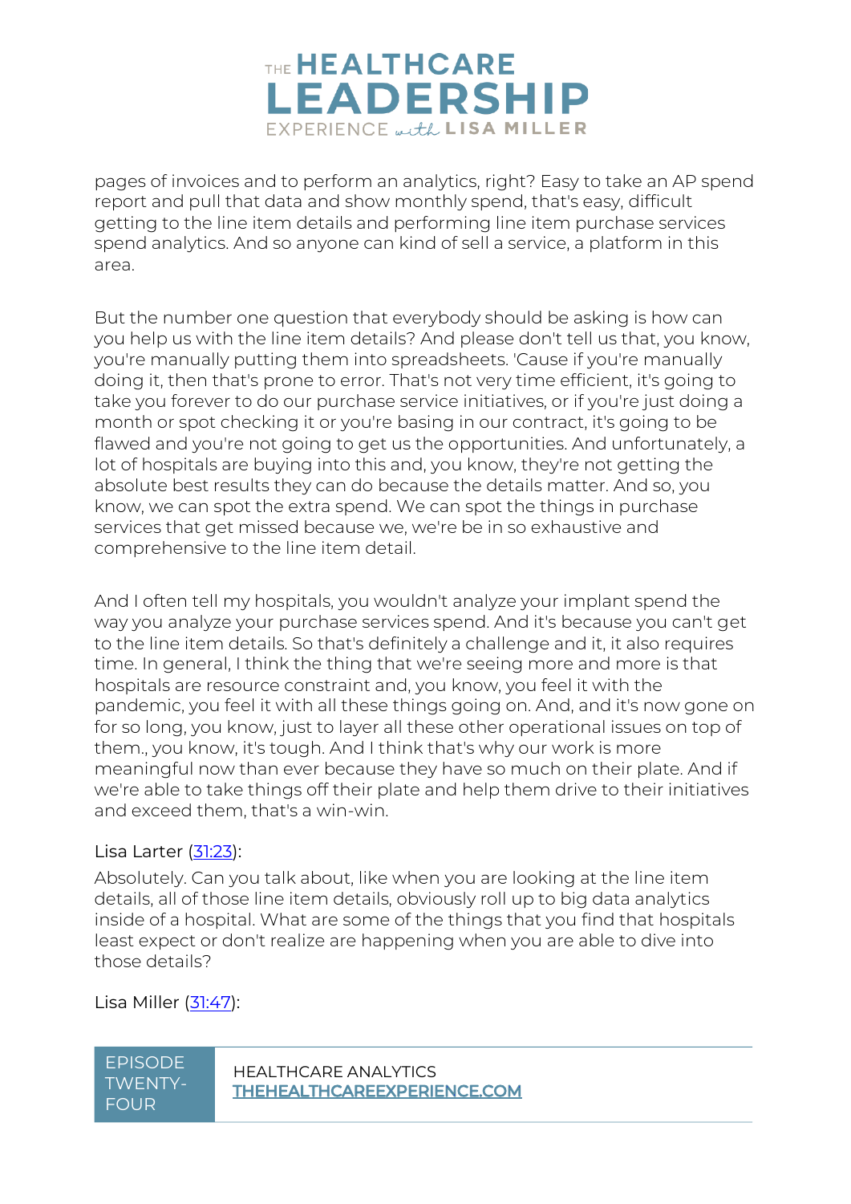pages of invoices and to perform an analytics, right? Easy to take an AP spend report and pull that data and show monthly spend, that's easy, difficult getting to the line item details and performing line item purchase services spend analytics. And so anyone can kind of sell a service, a platform in this area.

But the number one question that everybody should be asking is how can you help us with the line item details? And please don't tell us that, you know, you're manually putting them into spreadsheets. 'Cause if you're manually doing it, then that's prone to error. That's not very time efficient, it's going to take you forever to do our purchase service initiatives, or if you're just doing a month or spot checking it or you're basing in our contract, it's going to be flawed and you're not going to get us the opportunities. And unfortunately, a lot of hospitals are buying into this and, you know, they're not getting the absolute best results they can do because the details matter. And so, you know, we can spot the extra spend. We can spot the things in purchase services that get missed because we, we're be in so exhaustive and comprehensive to the line item detail.

And I often tell my hospitals, you wouldn't analyze your implant spend the way you analyze your purchase services spend. And it's because you can't get to the line item details. So that's definitely a challenge and it, it also requires time. In general, I think the thing that we're seeing more and more is that hospitals are resource constraint and, you know, you feel it with the pandemic, you feel it with all these things going on. And, and it's now gone on for so long, you know, just to layer all these other operational issues on top of them., you know, it's tough. And I think that's why our work is more meaningful now than ever because they have so much on their plate. And if we're able to take things off their plate and help them drive to their initiatives and exceed them, that's a win-win.

Lisa Larter ([31:23](31:23)):

Absolutely. Can you talk about, like when you are looking at the line item details, all of those line item details, obviously roll up to big data analytics inside of a hospital. What are some of the things that you find that hospitals least expect or don't realize are happening when you are able to dive into those details?

Lisa Miller ([31:47](31:47)):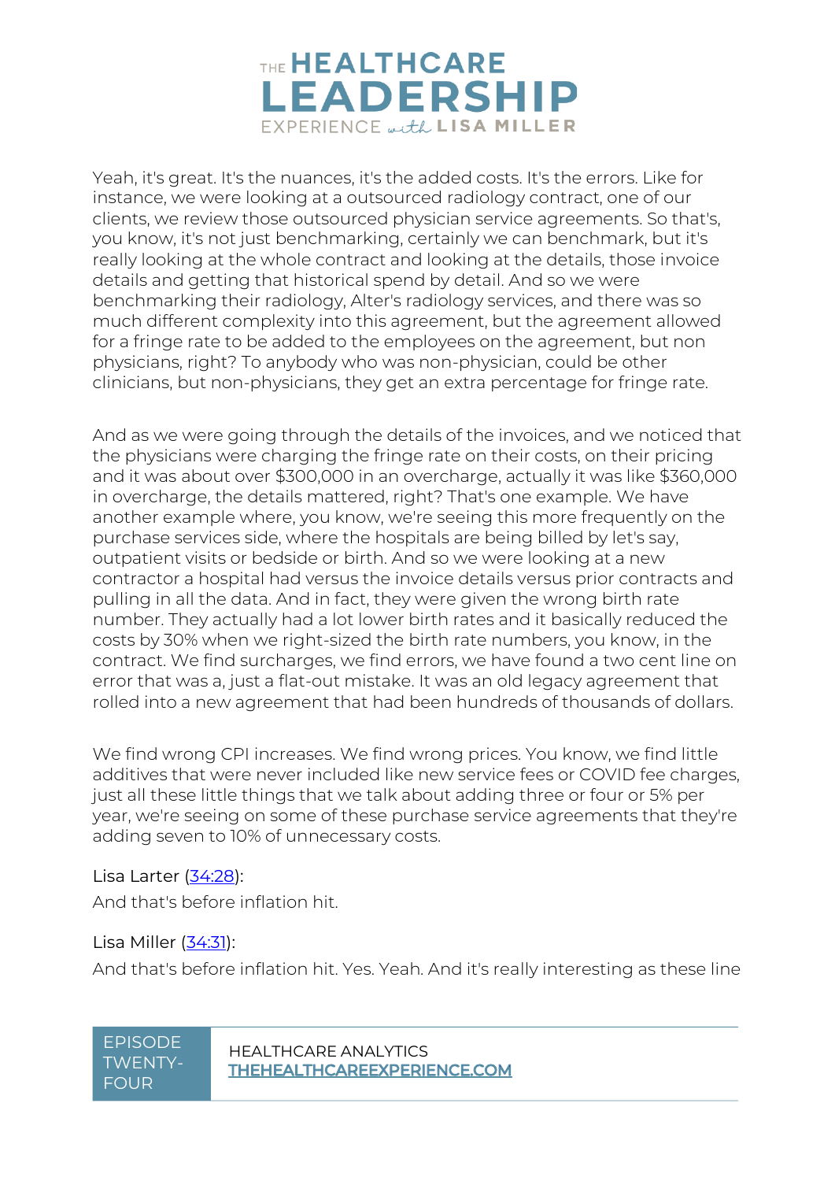Yeah, it's great. It's the nuances, it's the added costs. It's the errors. Like for instance, we were looking at a outsourced radiology contract, one of our clients, we review those outsourced physician service agreements. So that's, you know, it's not just benchmarking, certainly we can benchmark, but it's really looking at the whole contract and looking at the details, those invoice details and getting that historical spend by detail. And so we were benchmarking their radiology, Alter's radiology services, and there was so much different complexity into this agreement, but the agreement allowed for a fringe rate to be added to the employees on the agreement, but non physicians, right? To anybody who was non-physician, could be other clinicians, but non-physicians, they get an extra percentage for fringe rate.

And as we were going through the details of the invoices, and we noticed that the physicians were charging the fringe rate on their costs, on their pricing and it was about over $300,000 in an overcharge, actually it was like $360,000 in overcharge, the details mattered, right? That's one example. We have another example where, you know, we're seeing this more frequently on the purchase services side, where the hospitals are being billed by let's say, outpatient visits or bedside or birth. And so we were looking at a new contractor a hospital had versus the invoice details versus prior contracts and pulling in all the data. And in fact, they were given the wrong birth rate number. They actually had a lot lower birth rates and it basically reduced the costs by 30% when we right-sized the birth rate numbers, you know, in the contract. We find surcharges, we find errors, we have found a two cent line on error that was a, just a flat-out mistake. It was an old legacy agreement that rolled into a new agreement that had been hundreds of thousands of dollars.

We find wrong CPI increases. We find wrong prices. You know, we find little additives that were never included like new service fees or COVID fee charges, just all these little things that we talk about adding three or four or 5% per year, we're seeing on some of these purchase service agreements that they're adding seven to 10% of unnecessary costs.

Lisa Larter (34:28):

And that's before inflation hit.

Lisa Miller (34:31):

And that's before inflation hit. Yes. Yeah. And it's really interesting as these line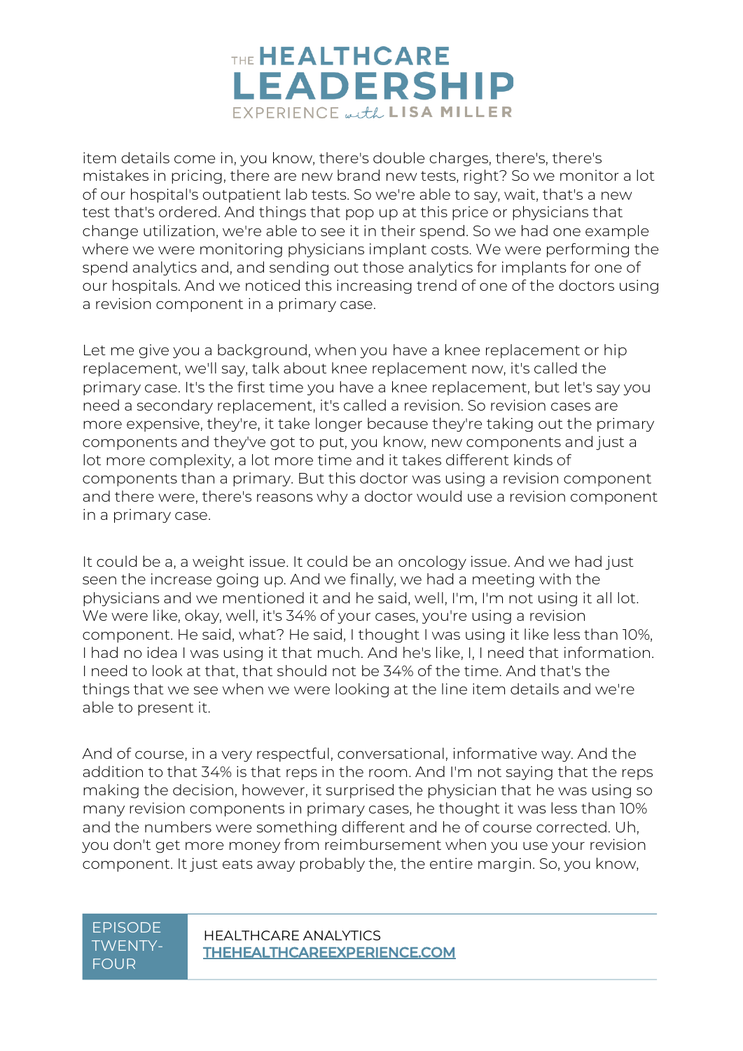item details come in, you know, there's double charges, there's, there's mistakes in pricing, there are new brand new tests, right? So we monitor a lot of our hospital's outpatient lab tests. So we're able to say, wait, that's a new test that's ordered. And things that pop up at this price or physicians that change utilization, we're able to see it in their spend. So we had one example where we were monitoring physicians implant costs. We were performing the spend analytics and, and sending out those analytics for implants for one of our hospitals. And we noticed this increasing trend of one of the doctors using a revision component in a primary case.

Let me give you a background, when you have a knee replacement or hip replacement, we'll say, talk about knee replacement now, it's called the primary case. It's the first time you have a knee replacement, but let's say you need a secondary replacement, it's called a revision. So revision cases are more expensive, they're, it take longer because they're taking out the primary components and they've got to put, you know, new components and just a lot more complexity, a lot more time and it takes different kinds of components than a primary. But this doctor was using a revision component and there were, there's reasons why a doctor would use a revision component in a primary case.

It could be a, a weight issue. It could be an oncology issue. And we had just seen the increase going up. And we finally, we had a meeting with the physicians and we mentioned it and he said, well, I'm, I'm not using it all lot. We were like, okay, well, it's 34% of your cases, you're using a revision component. He said, what? He said, I thought I was using it like less than 10%, I had no idea I was using it that much. And he's like, I, I need that information. I need to look at that, that should not be 34% of the time. And that's the things that we see when we were looking at the line item details and we're able to present it.

And of course, in a very respectful, conversational, informative way. And the addition to that 34% is that reps in the room. And I'm not saying that the reps making the decision, however, it surprised the physician that he was using so many revision components in primary cases, he thought it was less than 10% and the numbers were something different and he of course corrected. Uh, you don't get more money from reimbursement when you use your revision component. It just eats away probably the, the entire margin. So, you know,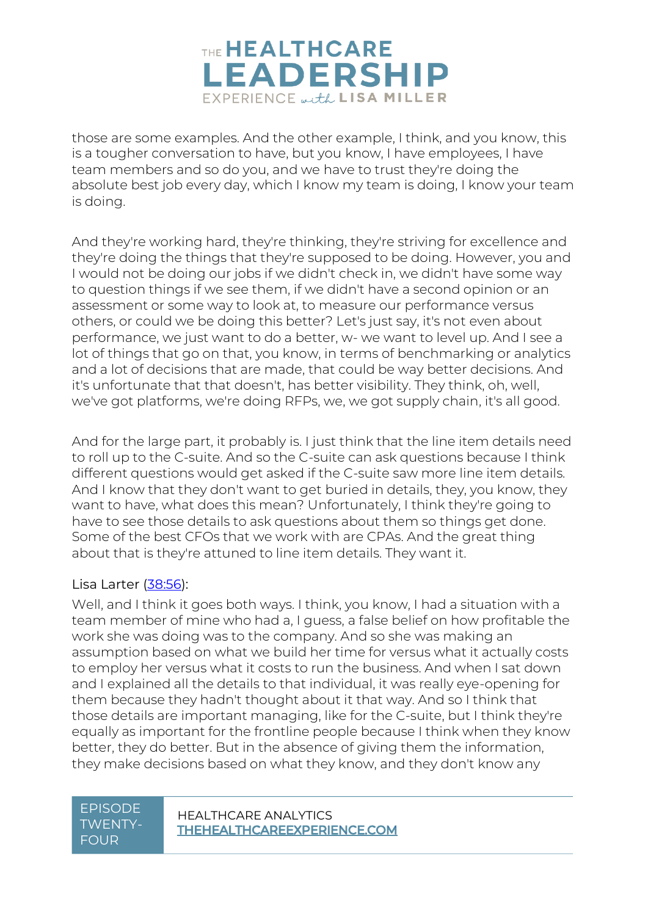those are some examples. And the other example, I think, and you know, this is a tougher conversation to have, but you know, I have employees, I have team members and so do you, and we have to trust they're doing the absolute best job every day, which I know my team is doing, I know your team is doing.

And they're working hard, they're thinking, they're striving for excellence and they're doing the things that they're supposed to be doing. However, you and I would not be doing our jobs if we didn't check in, we didn't have some way to question things if we see them, if we didn't have a second opinion or an assessment or some way to look at, to measure our performance versus others, or could we be doing this better? Let's just say, it's not even about performance, we just want to do a better, w- we want to level up. And I see a lot of things that go on that, you know, in terms of benchmarking or analytics and a lot of decisions that are made, that could be way better decisions. And it's unfortunate that that doesn't, has better visibility. They think, oh, well, we've got platforms, we're doing RFPs, we, we got supply chain, it's all good.

And for the large part, it probably is. I just think that the line item details need to roll up to the C-suite. And so the C-suite can ask questions because I think different questions would get asked if the C-suite saw more line item details. And I know that they don't want to get buried in details, they, you know, they want to have, what does this mean? Unfortunately, I think they're going to have to see those details to ask questions about them so things get done. Some of the best CFOs that we work with are CPAs. And the great thing about that is they're attuned to line item details. They want it.

Lisa Larter ([38:56](38:56)):

Well, and I think it goes both ways. I think, you know, I had a situation with a team member of mine who had a, I guess, a false belief on how profitable the work she was doing was to the company. And so she was making an assumption based on what we build her time for versus what it actually costs to employ her versus what it costs to run the business. And when I sat down and I explained all the details to that individual, it was really eye-opening for them because they hadn't thought about it that way. And so I think that those details are important managing, like for the C-suite, but I think they're equally as important for the frontline people because I think when they know better, they do better. But in the absence of giving them the information, they make decisions based on what they know, and they don't know any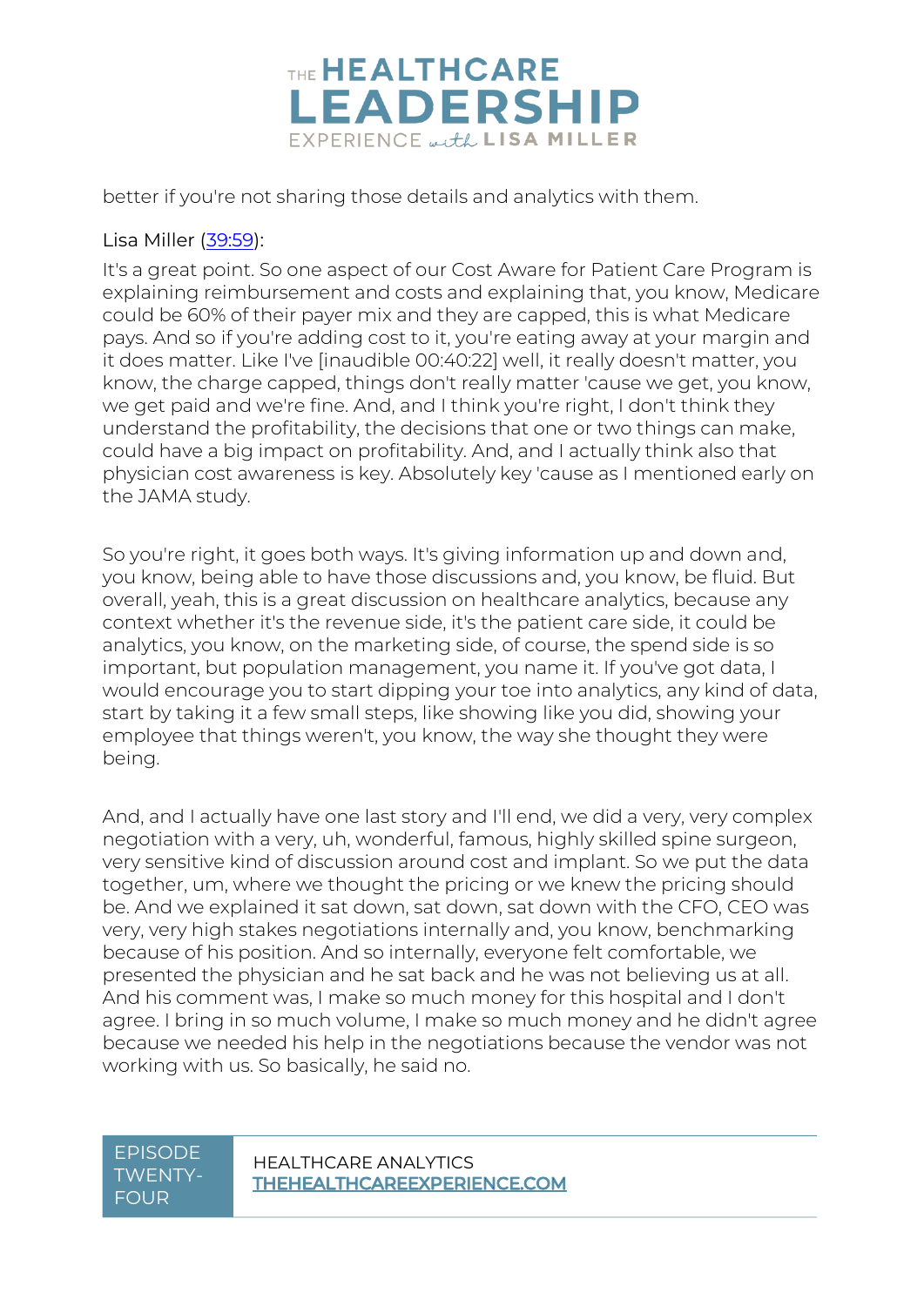better if you're not sharing those details and analytics with them.

Lisa Miller ([39:59](#)):

It's a great point. So one aspect of our Cost Aware for Patient Care Program is explaining reimbursement and costs and explaining that, you know, Medicare could be 60% of their payer mix and they are capped, this is what Medicare pays. And so if you're adding cost to it, you're eating away at your margin and it does matter. Like I've [inaudible 00:40:22] well, it really doesn't matter, you know, the charge capped, things don't really matter 'cause we get, you know, we get paid and we're fine. And, and I think you're right, I don't think they understand the profitability, the decisions that one or two things can make, could have a big impact on profitability. And, and I actually think also that physician cost awareness is key. Absolutely key 'cause as I mentioned early on the JAMA study.

So you're right, it goes both ways. It's giving information up and down and, you know, being able to have those discussions and, you know, be fluid. But overall, yeah, this is a great discussion on healthcare analytics, because any context whether it's the revenue side, it's the patient care side, it could be analytics, you know, on the marketing side, of course, the spend side is so important, but population management, you name it. If you've got data, I would encourage you to start dipping your toe into analytics, any kind of data, start by taking it a few small steps, like showing like you did, showing your employee that things weren't, you know, the way she thought they were being.

And, and I actually have one last story and I'll end, we did a very, very complex negotiation with a very, uh, wonderful, famous, highly skilled spine surgeon, very sensitive kind of discussion around cost and implant. So we put the data together, um, where we thought the pricing or we knew the pricing should be. And we explained it sat down, sat down, sat down with the CFO, CEO was very, very high stakes negotiations internally and, you know, benchmarking because of his position. And so internally, everyone felt comfortable, we presented the physician and he sat back and he was not believing us at all. And his comment was, I make so much money for this hospital and I don't agree. I bring in so much volume, I make so much money and he didn't agree because we needed his help in the negotiations because the vendor was not working with us. So basically, he said no.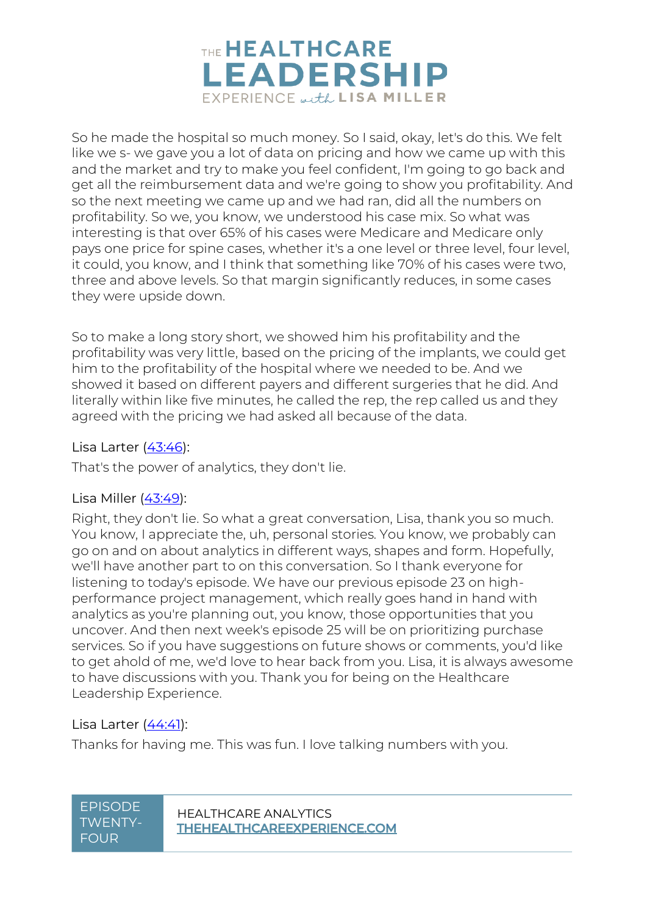So he made the hospital so much money. So I said, okay, let's do this. We felt like we s- we gave you a lot of data on pricing and how we came up with this and the market and try to make you feel confident, I'm going to go back and get all the reimbursement data and we're going to show you profitability. And so the next meeting we came up and we had ran, did all the numbers on profitability. So we, you know, we understood his case mix. So what was interesting is that over 65% of his cases were Medicare and Medicare only pays one price for spine cases, whether it's a one level or three level, four level, it could, you know, and I think that something like 70% of his cases were two, three and above levels. So that margin significantly reduces, in some cases they were upside down.

So to make a long story short, we showed him his profitability and the profitability was very little, based on the pricing of the implants, we could get him to the profitability of the hospital where we needed to be. And we showed it based on different payers and different surgeries that he did. And literally within like five minutes, he called the rep, the rep called us and they agreed with the pricing we had asked all because of the data.

Lisa Larter ([43:46]):

That's the power of analytics, they don't lie.

Lisa Miller ([43:49]):

Right, they don't lie. So what a great conversation, Lisa, thank you so much. You know, I appreciate the, uh, personal stories. You know, we probably can go on and on about analytics in different ways, shapes and form. Hopefully, we'll have another part to on this conversation. So I thank everyone for listening to today's episode. We have our previous episode 23 on high-performance project management, which really goes hand in hand with analytics as you're planning out, you know, those opportunities that you uncover. And then next week's episode 25 will be on prioritizing purchase services. So if you have suggestions on future shows or comments, you'd like to get ahold of me, we'd love to hear back from you. Lisa, it is always awesome to have discussions with you. Thank you for being on the Healthcare Leadership Experience.

Lisa Larter ([44:41]):

Thanks for having me. This was fun. I love talking numbers with you.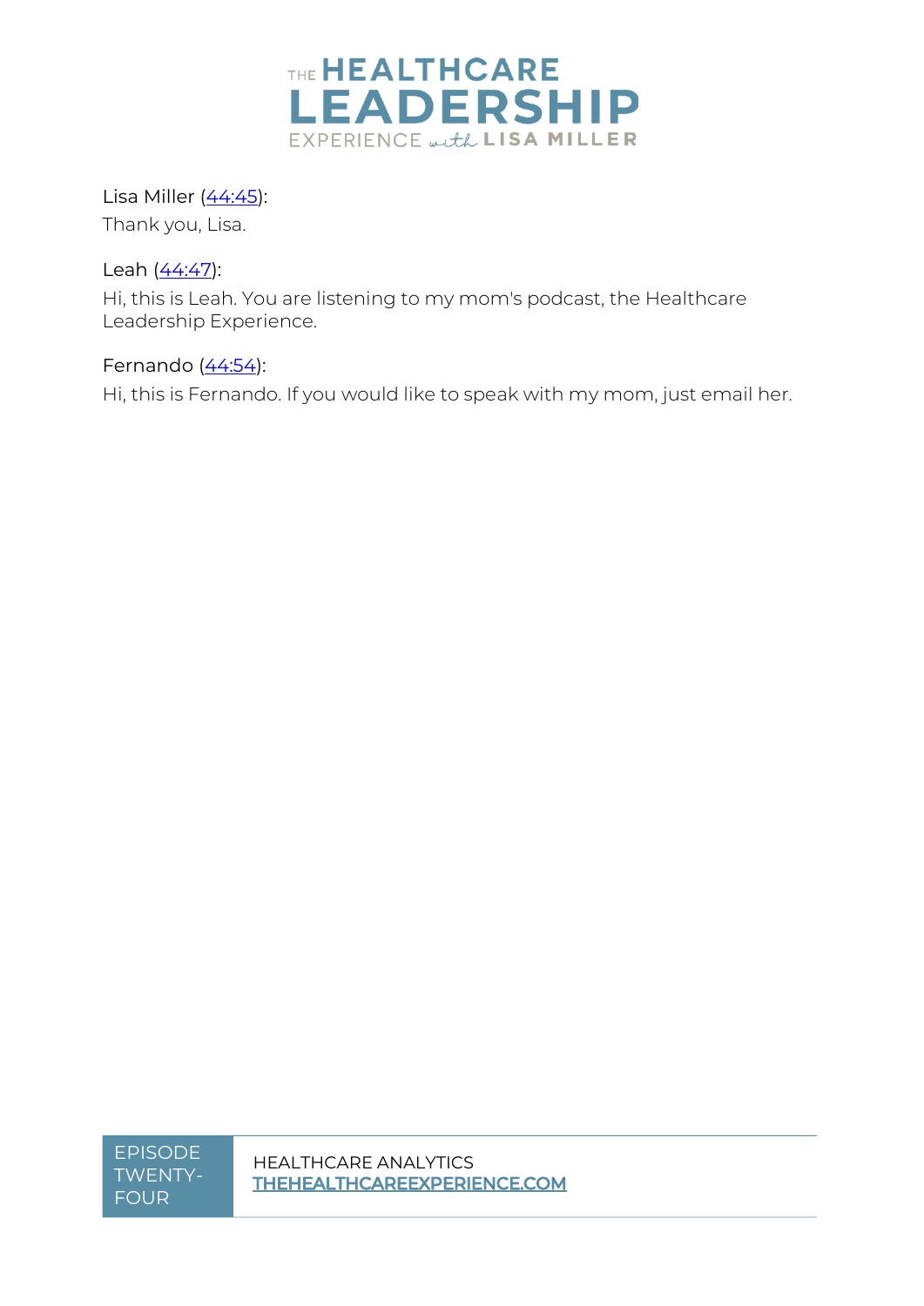Lisa Miller (44:45):

Thank you, Lisa.

Leah (44:47):

Hi, this is Leah. You are listening to my mom's podcast, the Healthcare Leadership Experience.

Fernando (44:54):

Hi, this is Fernando. If you would like to speak with my mom, just email her.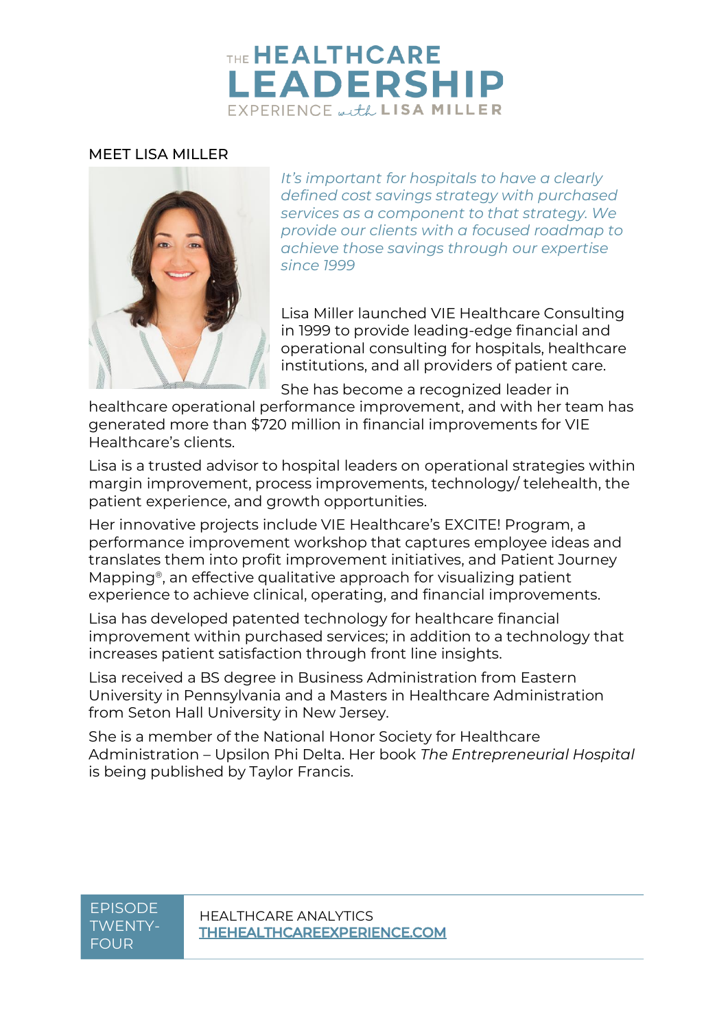THE HEALTHCARE LEADERSHIP EXPERIENCE with LISA MILLER

## MEET LISA MILLER

*It's important for hospitals to have a clearly defined cost savings strategy with purchased services as a component to that strategy. We provide our clients with a focused roadmap to achieve those savings through our expertise since 1999*

Lisa Miller launched VIE Healthcare Consulting in 1999 to provide leading-edge financial and operational consulting for hospitals, healthcare institutions, and all providers of patient care.

She has become a recognized leader in healthcare operational performance improvement, and with her team has generated more than $720 million in financial improvements for VIE Healthcare's clients.

Lisa is a trusted advisor to hospital leaders on operational strategies within margin improvement, process improvements, technology/ telehealth, the patient experience, and growth opportunities.

Her innovative projects include VIE Healthcare's EXCITE! Program, a performance improvement workshop that captures employee ideas and translates them into profit improvement initiatives, and Patient Journey Mapping®, an effective qualitative approach for visualizing patient experience to achieve clinical, operating, and financial improvements.

Lisa has developed patented technology for healthcare financial improvement within purchased services; in addition to a technology that increases patient satisfaction through front line insights.

Lisa received a BS degree in Business Administration from Eastern University in Pennsylvania and a Masters in Healthcare Administration from Seton Hall University in New Jersey.

She is a member of the National Honor Society for Healthcare Administration – Upsilon Phi Delta. Her book *The Entrepreneurial Hospital* is being published by Taylor Francis.

EPISODE TWENTY-FOUR

HEALTHCARE ANALYTICS
THEHEALTHCAREEXPERIENCE.COM